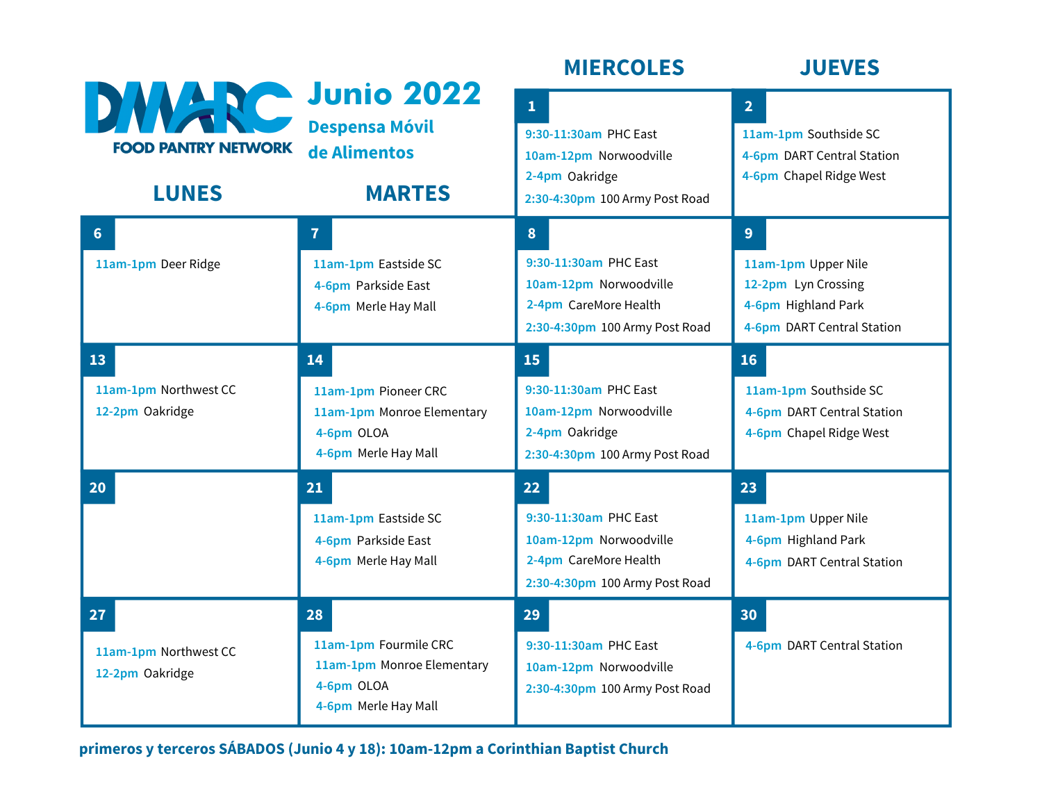# DMARC FOOD PANTRY NETWORK

## Junio 2022

### Despensa Móvil de Alimentos

| LUNES | MARTES | MIERCOLES | JUEVES |
|---|---|---|---|
| | | **1**<br>9:30-11:30am PHC East<br>10am-12pm Norwoodville<br>2-4pm Oakridge<br>2:30-4:30pm 100 Army Post Road | **2**<br>11am-1pm Southside SC<br>4-6pm DART Central Station<br>4-6pm Chapel Ridge West |
| **6**<br>11am-1pm Deer Ridge | **7**<br>11am-1pm Eastside SC<br>4-6pm Parkside East<br>4-6pm Merle Hay Mall | **8**<br>9:30-11:30am PHC East<br>10am-12pm Norwoodville<br>2-4pm CareMore Health<br>2:30-4:30pm 100 Army Post Road | **9**<br>11am-1pm Upper Nile<br>12-2pm Lyn Crossing<br>4-6pm Highland Park<br>4-6pm DART Central Station |
| **13**<br>11am-1pm Northwest CC<br>12-2pm Oakridge | **14**<br>11am-1pm Pioneer CRC<br>11am-1pm Monroe Elementary<br>4-6pm OLOA<br>4-6pm Merle Hay Mall | **15**<br>9:30-11:30am PHC East<br>10am-12pm Norwoodville<br>2-4pm Oakridge<br>2:30-4:30pm 100 Army Post Road | **16**<br>11am-1pm Southside SC<br>4-6pm DART Central Station<br>4-6pm Chapel Ridge West |
| **20** | **21**<br>11am-1pm Eastside SC<br>4-6pm Parkside East<br>4-6pm Merle Hay Mall | **22**<br>9:30-11:30am PHC East<br>10am-12pm Norwoodville<br>2-4pm CareMore Health<br>2:30-4:30pm 100 Army Post Road | **23**<br>11am-1pm Upper Nile<br>4-6pm Highland Park<br>4-6pm DART Central Station |
| **27**<br>11am-1pm Northwest CC<br>12-2pm Oakridge | **28**<br>11am-1pm Fourmile CRC<br>11am-1pm Monroe Elementary<br>4-6pm OLOA<br>4-6pm Merle Hay Mall | **29**<br>9:30-11:30am PHC East<br>10am-12pm Norwoodville<br>2:30-4:30pm 100 Army Post Road | **30**<br>4-6pm DART Central Station |

**primeros y terceros SÁBADOS (Junio 4 y 18): 10am-12pm a Corinthian Baptist Church**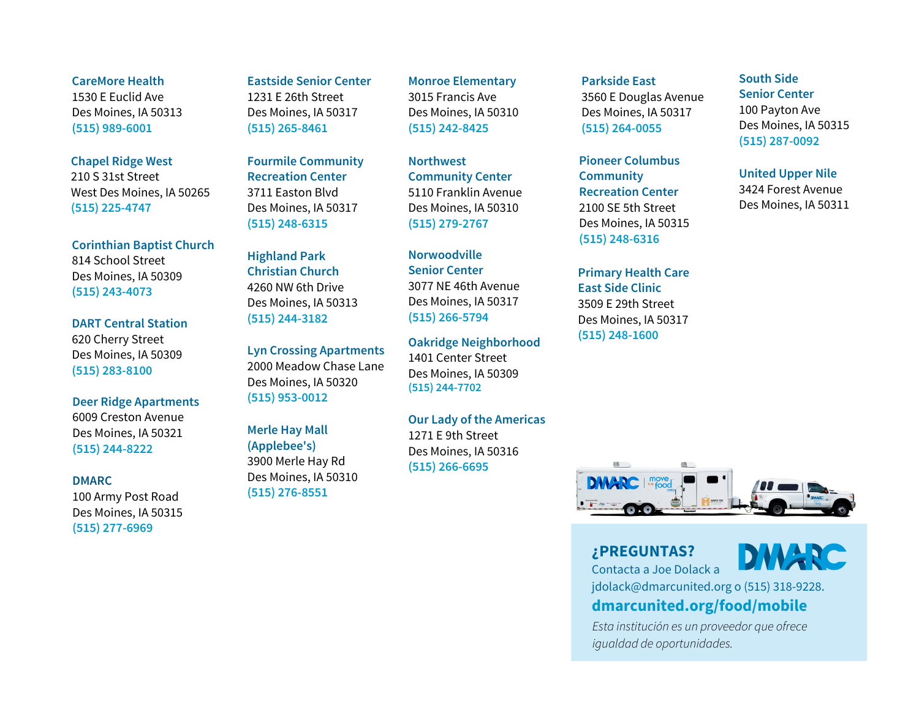**CareMore Health**
1530 E Euclid Ave
Des Moines, IA 50313
(515) 989-6001

**Chapel Ridge West**
210 S 31st Street
West Des Moines, IA 50265
(515) 225-4747

**Corinthian Baptist Church**
814 School Street
Des Moines, IA 50309
(515) 243-4073

**DART Central Station**
620 Cherry Street
Des Moines, IA 50309
(515) 283-8100

**Deer Ridge Apartments**
6009 Creston Avenue
Des Moines, IA 50321
(515) 244-8222

**DMARC**
100 Army Post Road
Des Moines, IA 50315
(515) 277-6969

**Eastside Senior Center**
1231 E 26th Street
Des Moines, IA 50317
(515) 265-8461

**Fourmile Community Recreation Center**
3711 Easton Blvd
Des Moines, IA 50317
(515) 248-6315

**Highland Park Christian Church**
4260 NW 6th Drive
Des Moines, IA 50313
(515) 244-3182

**Lyn Crossing Apartments**
2000 Meadow Chase Lane
Des Moines, IA 50320
(515) 953-0012

**Merle Hay Mall (Applebee's)**
3900 Merle Hay Rd
Des Moines, IA 50310
(515) 276-8551

**Monroe Elementary**
3015 Francis Ave
Des Moines, IA 50310
(515) 242-8425

**Northwest Community Center**
5110 Franklin Avenue
Des Moines, IA 50310
(515) 279-2767

**Norwoodville Senior Center**
3077 NE 46th Avenue
Des Moines, IA 50317
(515) 266-5794

**Oakridge Neighborhood**
1401 Center Street
Des Moines, IA 50309
(515) 244-7702

**Our Lady of the Americas**
1271 E 9th Street
Des Moines, IA 50316
(515) 266-6695

**Parkside East**
3560 E Douglas Avenue
Des Moines, IA 50317
(515) 264-0055

**Pioneer Columbus Community Recreation Center**
2100 SE 5th Street
Des Moines, IA 50315
(515) 248-6316

**Primary Health Care East Side Clinic**
3509 E 29th Street
Des Moines, IA 50317
(515) 248-1600

**South Side Senior Center**
100 Payton Ave
Des Moines, IA 50315
(515) 287-0092

**United Upper Nile**
3424 Forest Avenue
Des Moines, IA 50311

## ¿PREGUNTAS?

Contacta a Joe Dolack a jdolack@dmarcunited.org o (515) 318-9228.

**dmarcunited.org/food/mobile**

*Esta institución es un proveedor que ofrece igualdad de oportunidades.*